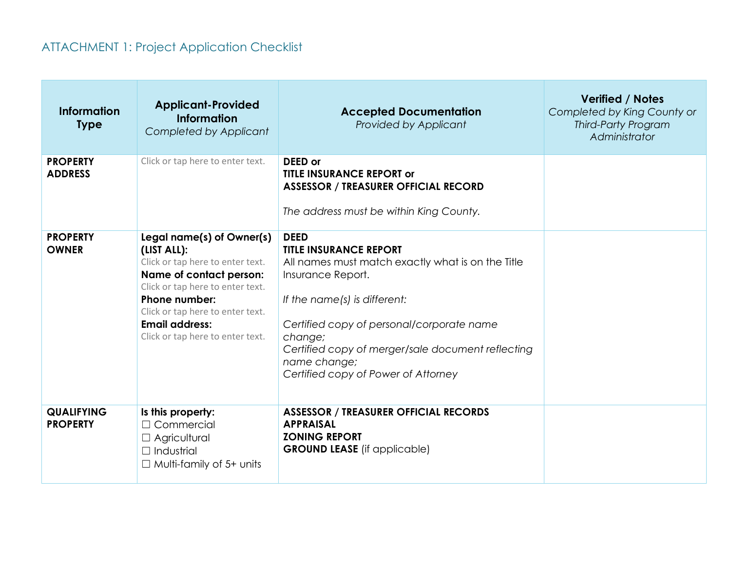## ATTACHMENT 1: Project Application Checklist

| **Information Type** | **Applicant-Provided Information** *Completed by Applicant* | **Accepted Documentation** *Provided by Applicant* | **Verified / Notes** *Completed by King County or Third-Party Program Administrator* |
|---|---|---|---|
| **PROPERTY ADDRESS** | Click or tap here to enter text. | **DEED or**<br>**TITLE INSURANCE REPORT or**<br>**ASSESSOR / TREASURER OFFICIAL RECORD**<br><br>*The address must be within King County.* | |
| **PROPERTY OWNER** | **Legal name(s) of Owner(s) (LIST ALL):**<br>Click or tap here to enter text.<br>**Name of contact person:**<br>Click or tap here to enter text.<br>**Phone number:**<br>Click or tap here to enter text.<br>**Email address:**<br>Click or tap here to enter text. | **DEED**<br>**TITLE INSURANCE REPORT**<br>All names must match exactly what is on the Title Insurance Report.<br><br>*If the name(s) is different:*<br><br>*Certified copy of personal/corporate name change;*<br>*Certified copy of merger/sale document reflecting name change;*<br>*Certified copy of Power of Attorney* | |
| **QUALIFYING PROPERTY** | **Is this property:**<br>☐ Commercial<br>☐ Agricultural<br>☐ Industrial<br>☐ Multi-family of 5+ units | **ASSESSOR / TREASURER OFFICIAL RECORDS**<br>**APPRAISAL**<br>**ZONING REPORT**<br>**GROUND LEASE** (if applicable) | |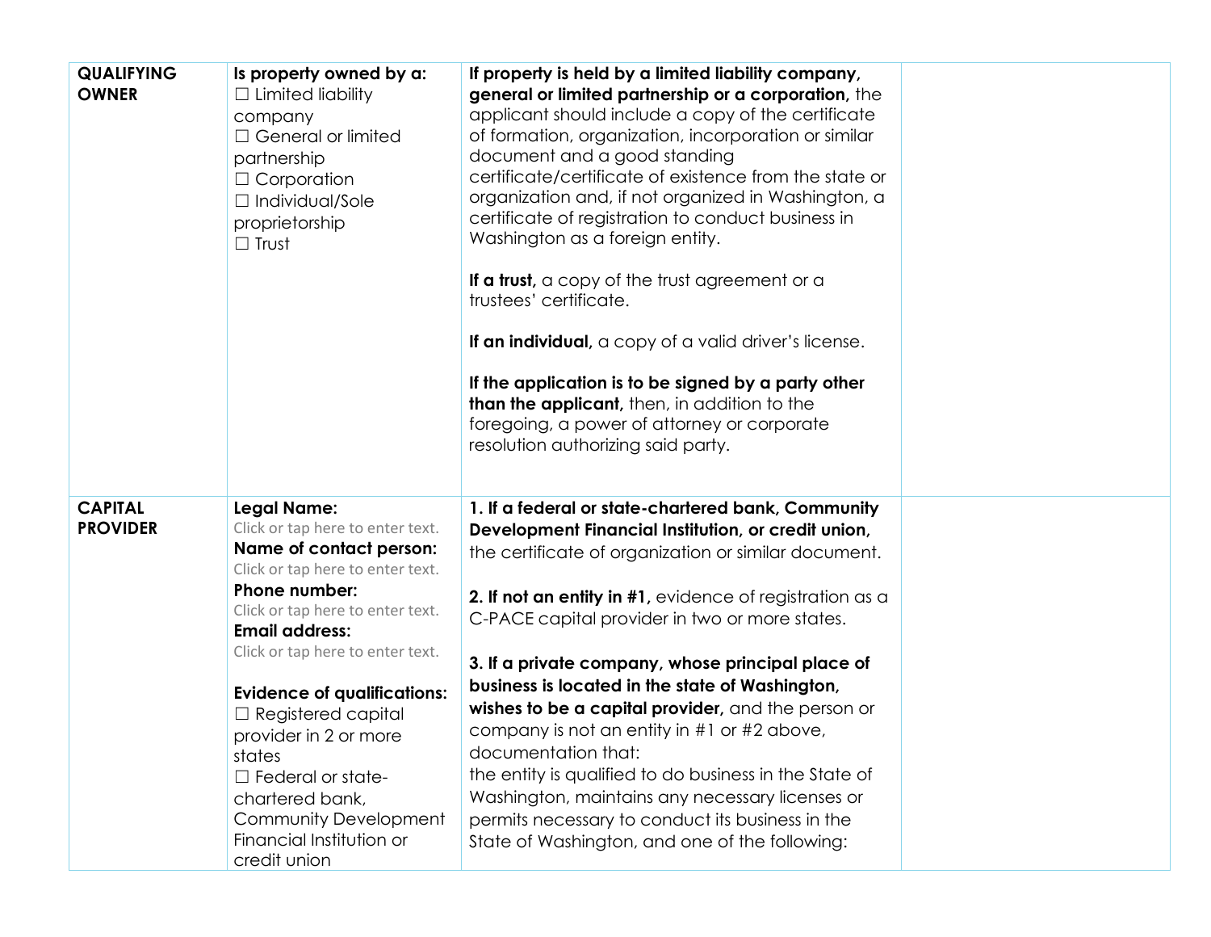| | | | |
|---|---|---|---|
| **QUALIFYING OWNER** | **Is property owned by a:**<br>☐ Limited liability company<br>☐ General or limited partnership<br>☐ Corporation<br>☐ Individual/Sole proprietorship<br>☐ Trust | **If property is held by a limited liability company, general or limited partnership or a corporation,** the applicant should include a copy of the certificate of formation, organization, incorporation or similar document and a good standing certificate/certificate of existence from the state or organization and, if not organized in Washington, a certificate of registration to conduct business in Washington as a foreign entity.<br><br>**If a trust,** a copy of the trust agreement or a trustees' certificate.<br><br>**If an individual,** a copy of a valid driver's license.<br><br>**If the application is to be signed by a party other than the applicant,** then, in addition to the foregoing, a power of attorney or corporate resolution authorizing said party. | |
| **CAPITAL PROVIDER** | **Legal Name:**<br>Click or tap here to enter text.<br>**Name of contact person:**<br>Click or tap here to enter text.<br>**Phone number:**<br>Click or tap here to enter text.<br>**Email address:**<br>Click or tap here to enter text.<br><br>**Evidence of qualifications:**<br>☐ Registered capital provider in 2 or more states<br>☐ Federal or state-chartered bank, Community Development Financial Institution or credit union | **1. If a federal or state-chartered bank, Community Development Financial Institution, or credit union,** the certificate of organization or similar document.<br><br>**2. If not an entity in #1,** evidence of registration as a C-PACE capital provider in two or more states.<br><br>**3. If a private company, whose principal place of business is located in the state of Washington, wishes to be a capital provider,** and the person or company is not an entity in #1 or #2 above, documentation that:<br>the entity is qualified to do business in the State of Washington, maintains any necessary licenses or permits necessary to conduct its business in the State of Washington, and one of the following: | |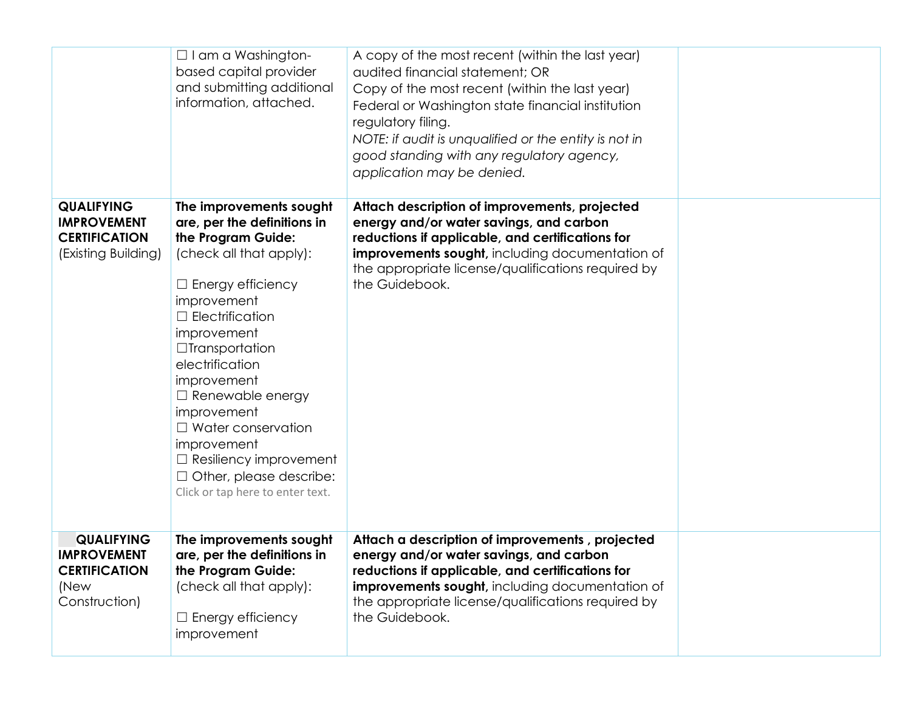| | | | |
|---|---|---|---|
| | ☐ I am a Washington-based capital provider and submitting additional information, attached. | A copy of the most recent (within the last year) audited financial statement; OR<br>Copy of the most recent (within the last year) Federal or Washington state financial institution regulatory filing.<br>*NOTE: if audit is unqualified or the entity is not in good standing with any regulatory agency, application may be denied.* | |
| **QUALIFYING IMPROVEMENT CERTIFICATION** (Existing Building) | **The improvements sought are, per the definitions in the Program Guide:** (check all that apply):<br><br>☐ Energy efficiency improvement<br>☐ Electrification improvement<br>☐Transportation electrification improvement<br>☐ Renewable energy improvement<br>☐ Water conservation improvement<br>☐ Resiliency improvement<br>☐ Other, please describe: Click or tap here to enter text. | **Attach description of improvements, projected energy and/or water savings, and carbon reductions if applicable, and certifications for improvements sought,** including documentation of the appropriate license/qualifications required by the Guidebook. | |
| **QUALIFYING IMPROVEMENT CERTIFICATION** (New Construction) | **The improvements sought are, per the definitions in the Program Guide:** (check all that apply):<br><br>☐ Energy efficiency improvement | **Attach a description of improvements , projected energy and/or water savings, and carbon reductions if applicable, and certifications for improvements sought,** including documentation of the appropriate license/qualifications required by the Guidebook. | |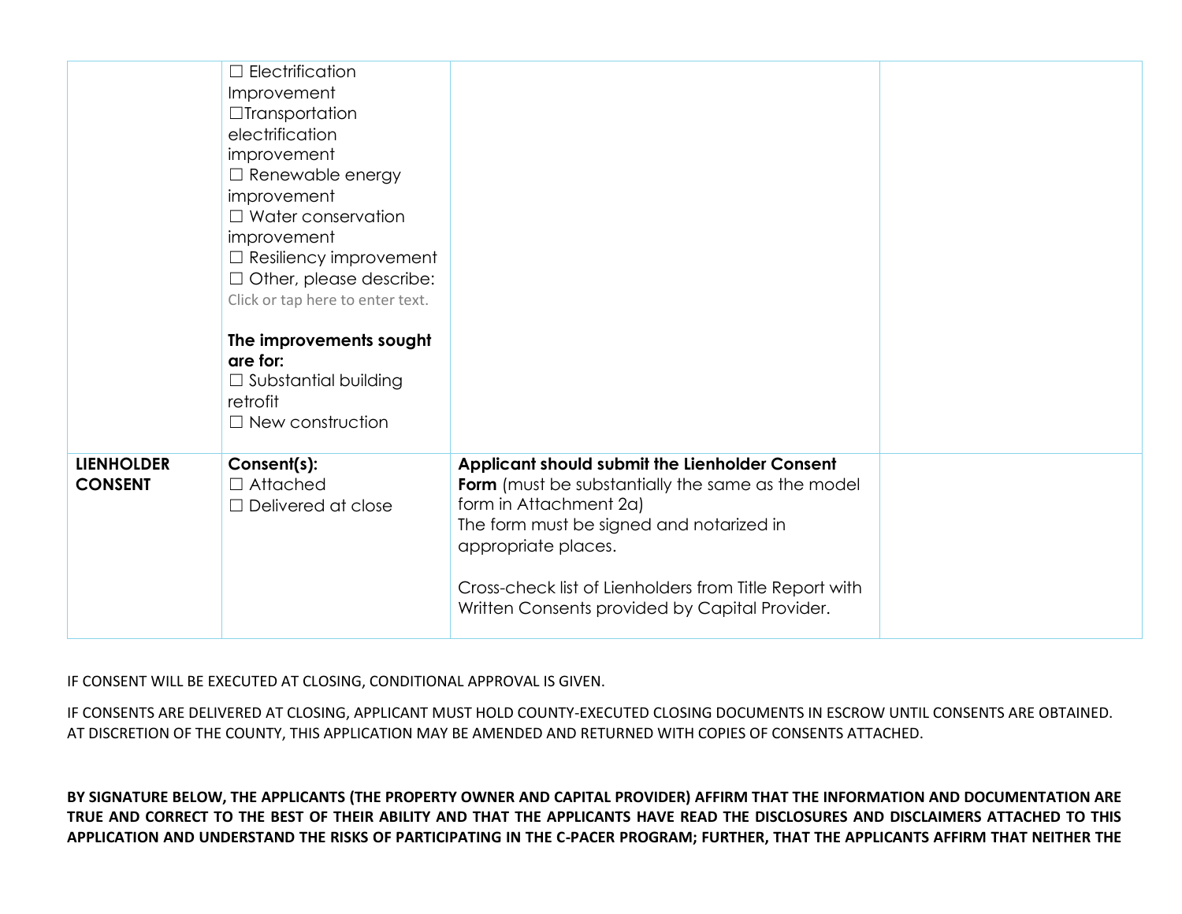| | | | |
|---|---|---|---|
| | ☐ Electrification Improvement<br>☐Transportation electrification improvement<br>☐ Renewable energy improvement<br>☐ Water conservation improvement<br>☐ Resiliency improvement<br>☐ Other, please describe: Click or tap here to enter text.<br><br>**The improvements sought are for:**<br>☐ Substantial building retrofit<br>☐ New construction | | |
| **LIENHOLDER CONSENT** | **Consent(s):**<br>☐ Attached<br>☐ Delivered at close | **Applicant should submit the Lienholder Consent Form** (must be substantially the same as the model form in Attachment 2a)<br>The form must be signed and notarized in appropriate places.<br><br>Cross-check list of Lienholders from Title Report with Written Consents provided by Capital Provider. | |

IF CONSENT WILL BE EXECUTED AT CLOSING, CONDITIONAL APPROVAL IS GIVEN.

IF CONSENTS ARE DELIVERED AT CLOSING, APPLICANT MUST HOLD COUNTY-EXECUTED CLOSING DOCUMENTS IN ESCROW UNTIL CONSENTS ARE OBTAINED. AT DISCRETION OF THE COUNTY, THIS APPLICATION MAY BE AMENDED AND RETURNED WITH COPIES OF CONSENTS ATTACHED.

**BY SIGNATURE BELOW, THE APPLICANTS (THE PROPERTY OWNER AND CAPITAL PROVIDER) AFFIRM THAT THE INFORMATION AND DOCUMENTATION ARE TRUE AND CORRECT TO THE BEST OF THEIR ABILITY AND THAT THE APPLICANTS HAVE READ THE DISCLOSURES AND DISCLAIMERS ATTACHED TO THIS APPLICATION AND UNDERSTAND THE RISKS OF PARTICIPATING IN THE C-PACER PROGRAM; FURTHER, THAT THE APPLICANTS AFFIRM THAT NEITHER THE**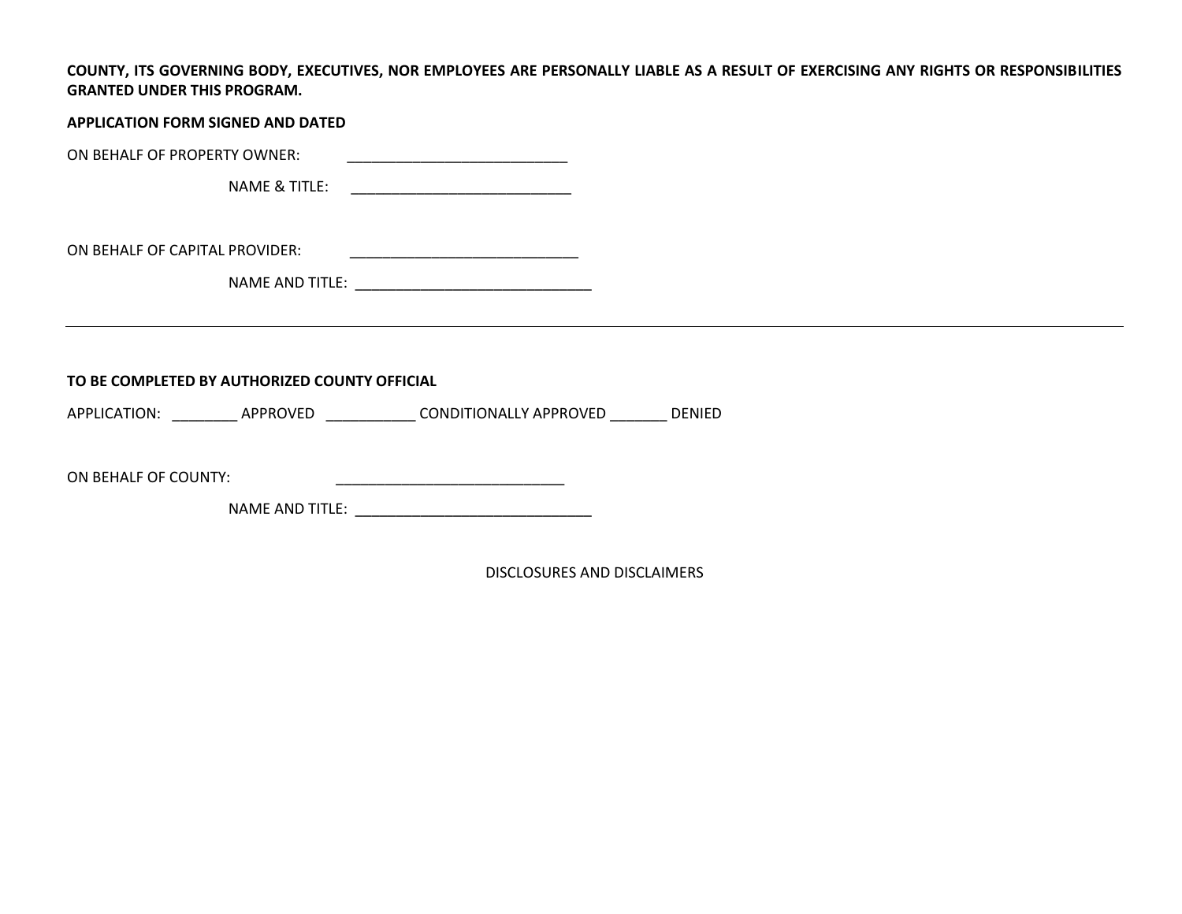**COUNTY, ITS GOVERNING BODY, EXECUTIVES, NOR EMPLOYEES ARE PERSONALLY LIABLE AS A RESULT OF EXERCISING ANY RIGHTS OR RESPONSIBILITIES GRANTED UNDER THIS PROGRAM.**

**APPLICATION FORM SIGNED AND DATED**

ON BEHALF OF PROPERTY OWNER: ____________________________

NAME & TITLE: ____________________________

ON BEHALF OF CAPITAL PROVIDER: _____________________________

NAME AND TITLE: ______________________________

---

**TO BE COMPLETED BY AUTHORIZED COUNTY OFFICIAL**

APPLICATION: ________ APPROVED ___________ CONDITIONALLY APPROVED _______ DENIED

ON BEHALF OF COUNTY: _____________________________

NAME AND TITLE: ______________________________

DISCLOSURES AND DISCLAIMERS